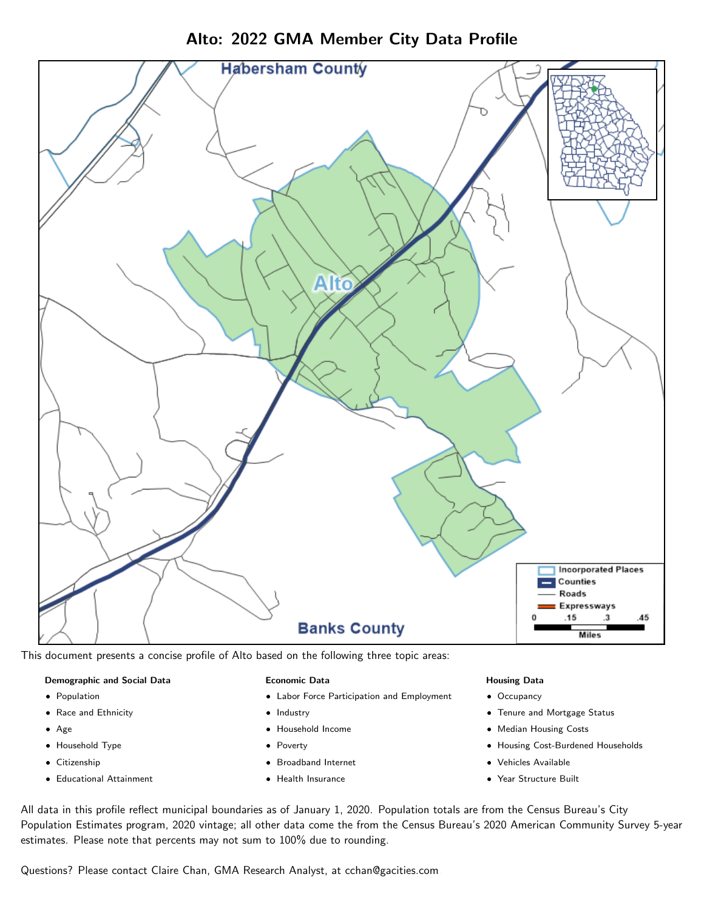# Alto: 2022 GMA Member City Data Profile

This document presents a concise profile of Alto based on the following three topic areas:

**Demographic and Social Data**

- Population
- Race and Ethnicity
- Age
- Household Type
- Citizenship
- Educational Attainment

**Economic Data**

- Labor Force Participation and Employment
- Industry
- Household Income
- Poverty
- Broadband Internet
- Health Insurance

**Housing Data**

- Occupancy
- Tenure and Mortgage Status
- Median Housing Costs
- Housing Cost-Burdened Households
- Vehicles Available
- Year Structure Built

All data in this profile reflect municipal boundaries as of January 1, 2020. Population totals are from the Census Bureau's City Population Estimates program, 2020 vintage; all other data come the from the Census Bureau's 2020 American Community Survey 5-year estimates. Please note that percents may not sum to 100% due to rounding.

Questions? Please contact Claire Chan, GMA Research Analyst, at cchan@gacities.com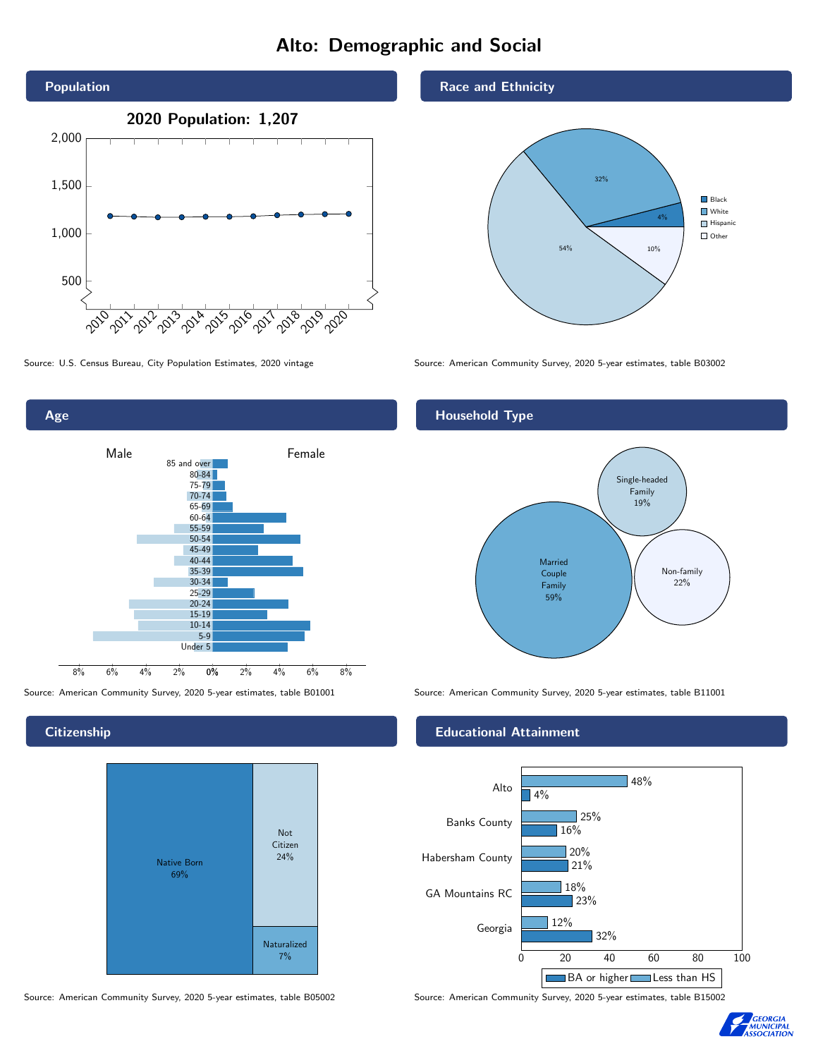# Alto: Demographic and Social

## Population

**2020 Population: 1,207**

Source: U.S. Census Bureau, City Population Estimates, 2020 vintage

## Race and Ethnicity

| Group | Percent |
|---|---|
| Black | 4% |
| White | 32% |
| Hispanic | 54% |
| Other | 10% |

Source: American Community Survey, 2020 5-year estimates, table B03002

## Age

Male / Female

85 and over, 80-84, 75-79, 70-74, 65-69, 60-64, 55-59, 50-54, 45-49, 40-44, 35-39, 30-34, 25-29, 20-24, 15-19, 10-14, 5-9, Under 5

Source: American Community Survey, 2020 5-year estimates, table B01001

## Household Type

| Type | Percent |
|---|---|
| Married Couple Family | 59% |
| Single-headed Family | 19% |
| Non-family | 22% |

Source: American Community Survey, 2020 5-year estimates, table B11001

## Citizenship

| Status | Percent |
|---|---|
| Native Born | 69% |
| Not Citizen | 24% |
| Naturalized | 7% |

Source: American Community Survey, 2020 5-year estimates, table B05002

## Educational Attainment

| Area | Less than HS | BA or higher |
|---|---|---|
| Alto | 48% | 4% |
| Banks County | 25% | 16% |
| Habersham County | 20% | 21% |
| GA Mountains RC | 18% | 23% |
| Georgia | 12% | 32% |

Source: American Community Survey, 2020 5-year estimates, table B15002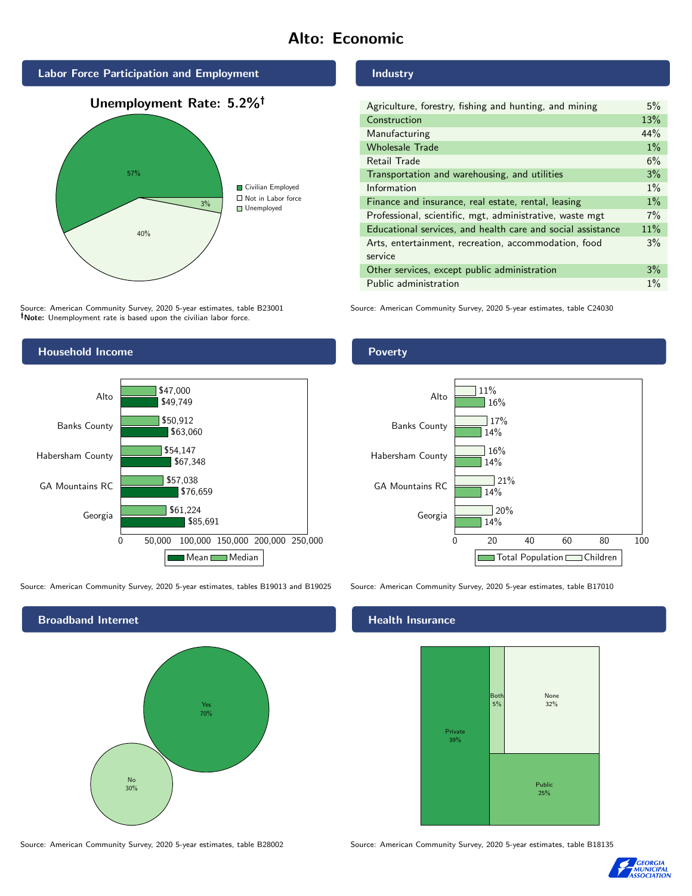# Alto: Economic

## Labor Force Participation and Employment

**Unemployment Rate: 5.2%†**

| Category | Percent |
|---|---|
| Civilian Employed | 57% |
| Not in Labor force | 40% |
| Unemployed | 3% |

Source: American Community Survey, 2020 5-year estimates, table B23001
†**Note:** Unemployment rate is based upon the civilian labor force.

## Industry

| Industry | Percent |
|---|---|
| Agriculture, forestry, fishing and hunting, and mining | 5% |
| Construction | 13% |
| Manufacturing | 44% |
| Wholesale Trade | 1% |
| Retail Trade | 6% |
| Transportation and warehousing, and utilities | 3% |
| Information | 1% |
| Finance and insurance, real estate, rental, leasing | 1% |
| Professional, scientific, mgt, administrative, waste mgt | 7% |
| Educational services, and health care and social assistance | 11% |
| Arts, entertainment, recreation, accommodation, food service | 3% |
| Other services, except public administration | 3% |
| Public administration | 1% |

Source: American Community Survey, 2020 5-year estimates, table C24030

## Household Income

| Area | Median | Mean |
|---|---|---|
| Alto | $47,000 | $49,749 |
| Banks County | $50,912 | $63,060 |
| Habersham County | $54,147 | $67,348 |
| GA Mountains RC | $57,038 | $76,659 |
| Georgia | $61,224 | $85,691 |

Source: American Community Survey, 2020 5-year estimates, tables B19013 and B19025

## Poverty

| Area | Children | Total Population |
|---|---|---|
| Alto | 11% | 16% |
| Banks County | 17% | 14% |
| Habersham County | 16% | 14% |
| GA Mountains RC | 21% | 14% |
| Georgia | 20% | 14% |

Source: American Community Survey, 2020 5-year estimates, table B17010

## Broadband Internet

| Response | Percent |
|---|---|
| Yes | 70% |
| No | 30% |

Source: American Community Survey, 2020 5-year estimates, table B28002

## Health Insurance

| Type | Percent |
|---|---|
| Private | 39% |
| Both | 5% |
| None | 32% |
| Public | 25% |

Source: American Community Survey, 2020 5-year estimates, table B18135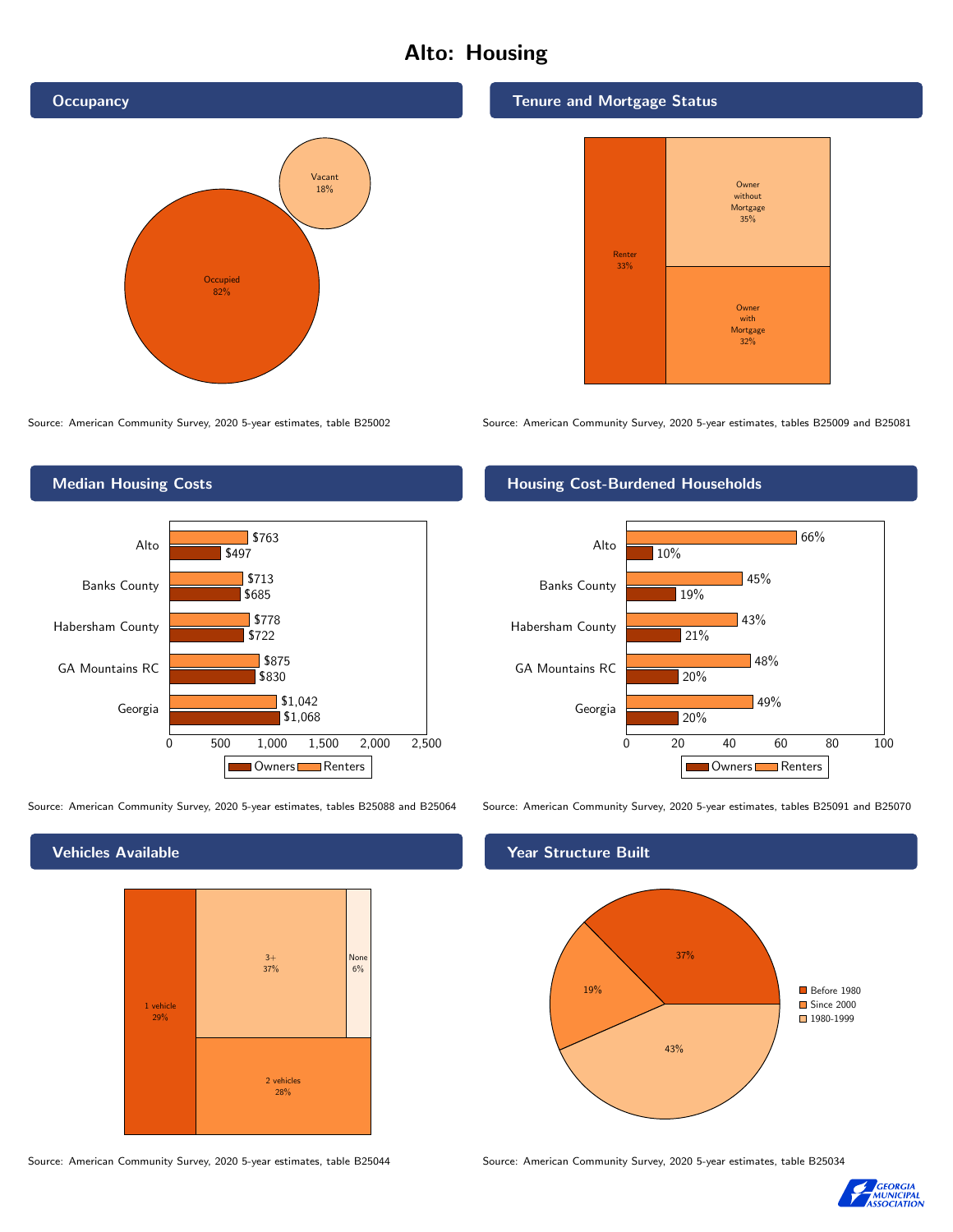# Alto: Housing

## Occupancy

Vacant
18%

Occupied
82%

Source: American Community Survey, 2020 5-year estimates, table B25002

## Tenure and Mortgage Status

Renter
33%

Owner without Mortgage
35%

Owner with Mortgage
32%

Source: American Community Survey, 2020 5-year estimates, tables B25009 and B25081

## Median Housing Costs

Alto
$763
$497

Banks County
$713
$685

Habersham County
$778
$722

GA Mountains RC
$875
$830

Georgia
$1,042
$1,068

0 500 1,000 1,500 2,000 2,500

Owners Renters

Source: American Community Survey, 2020 5-year estimates, tables B25088 and B25064

## Housing Cost-Burdened Households

Alto
66%
10%

Banks County
45%
19%

Habersham County
43%
21%

GA Mountains RC
48%
20%

Georgia
49%
20%

0 20 40 60 80 100

Owners Renters

Source: American Community Survey, 2020 5-year estimates, tables B25091 and B25070

## Vehicles Available

1 vehicle
29%

3+
37%

None
6%

2 vehicles
28%

Source: American Community Survey, 2020 5-year estimates, table B25044

## Year Structure Built

37%
19%
43%

Before 1980
Since 2000
1980-1999

Source: American Community Survey, 2020 5-year estimates, table B25034